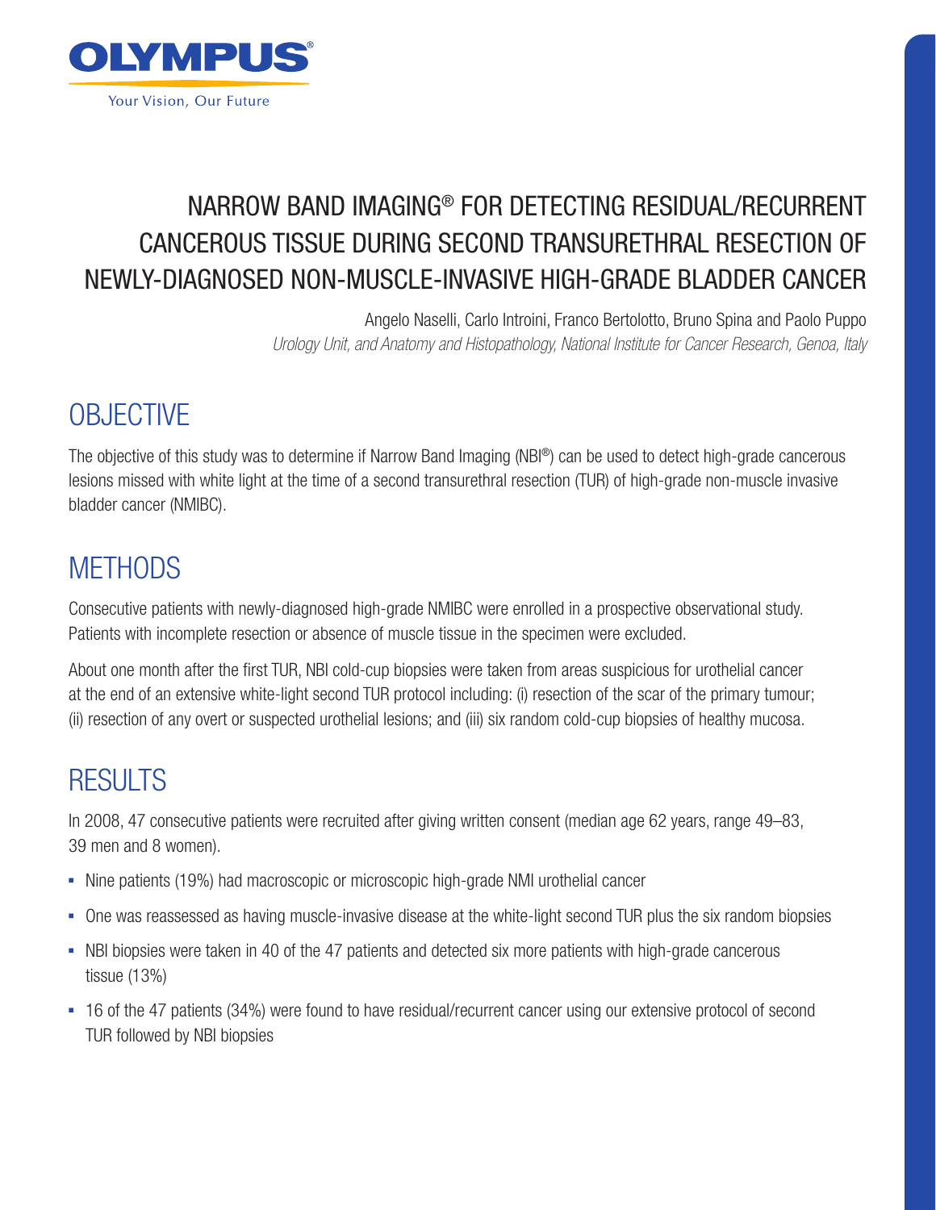OLYMPUS®

Your Vision, Our Future

# NARROW BAND IMAGING® FOR DETECTING RESIDUAL/RECURRENT CANCEROUS TISSUE DURING SECOND TRANSURETHRAL RESECTION OF NEWLY-DIAGNOSED NON-MUSCLE-INVASIVE HIGH-GRADE BLADDER CANCER

Angelo Naselli, Carlo Introini, Franco Bertolotto, Bruno Spina and Paolo Puppo

*Urology Unit, and Anatomy and Histopathology, National Institute for Cancer Research, Genoa, Italy*

## OBJECTIVE

The objective of this study was to determine if Narrow Band Imaging (NBI®) can be used to detect high-grade cancerous lesions missed with white light at the time of a second transurethral resection (TUR) of high-grade non-muscle invasive bladder cancer (NMIBC).

## METHODS

Consecutive patients with newly-diagnosed high-grade NMIBC were enrolled in a prospective observational study. Patients with incomplete resection or absence of muscle tissue in the specimen were excluded.

About one month after the first TUR, NBI cold-cup biopsies were taken from areas suspicious for urothelial cancer at the end of an extensive white-light second TUR protocol including: (i) resection of the scar of the primary tumour; (ii) resection of any overt or suspected urothelial lesions; and (iii) six random cold-cup biopsies of healthy mucosa.

## RESULTS

In 2008, 47 consecutive patients were recruited after giving written consent (median age 62 years, range 49–83, 39 men and 8 women).

- Nine patients (19%) had macroscopic or microscopic high-grade NMI urothelial cancer
- One was reassessed as having muscle-invasive disease at the white-light second TUR plus the six random biopsies
- NBI biopsies were taken in 40 of the 47 patients and detected six more patients with high-grade cancerous tissue (13%)
- 16 of the 47 patients (34%) were found to have residual/recurrent cancer using our extensive protocol of second TUR followed by NBI biopsies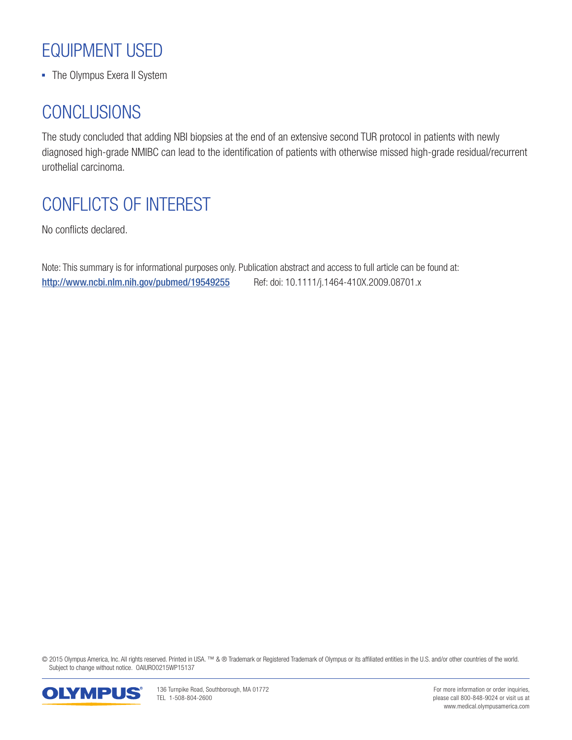## EQUIPMENT USED

- The Olympus Exera II System

## CONCLUSIONS

The study concluded that adding NBI biopsies at the end of an extensive second TUR protocol in patients with newly diagnosed high-grade NMIBC can lead to the identification of patients with otherwise missed high-grade residual/recurrent urothelial carcinoma.

## CONFLICTS OF INTEREST

No conflicts declared.

Note: This summary is for informational purposes only. Publication abstract and access to full article can be found at:
http://www.ncbi.nlm.nih.gov/pubmed/19549255 Ref: doi: 10.1111/j.1464-410X.2009.08701.x

© 2015 Olympus America, Inc. All rights reserved. Printed in USA. ™ & ® Trademark or Registered Trademark of Olympus or its affiliated entities in the U.S. and/or other countries of the world. Subject to change without notice. OAIURO0215WP15137

OLYMPUS®

136 Turnpike Road, Southborough, MA 01772
TEL 1-508-804-2600

For more information or order inquiries, please call 800-848-9024 or visit us at www.medical.olympusamerica.com